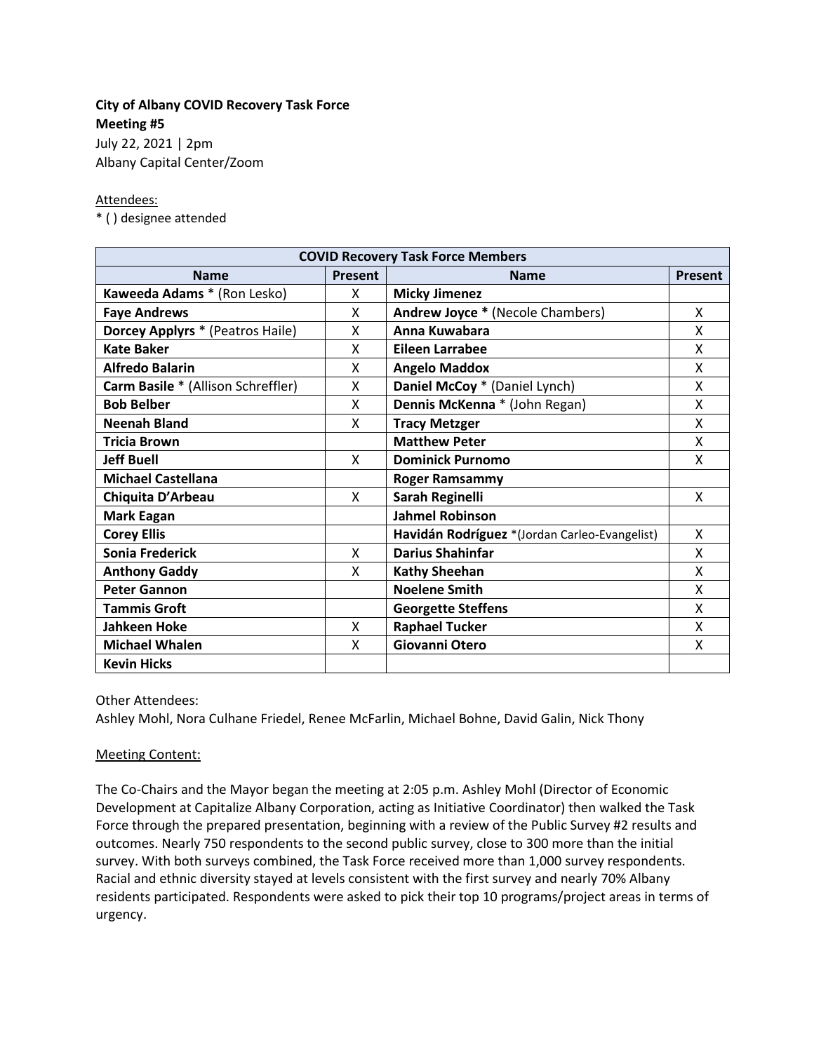**City of Albany COVID Recovery Task Force**
**Meeting #5**
July 22, 2021 | 2pm
Albany Capital Center/Zoom

Attendees:
* ( ) designee attended

| COVID Recovery Task Force Members | | | |
|---|---|---|---|
| **Name** | **Present** | **Name** | **Present** |
| **Kaweeda Adams** * (Ron Lesko) | X | **Micky Jimenez** | |
| **Faye Andrews** | X | **Andrew Joyce** * (Necole Chambers) | X |
| **Dorcey Applyrs** * (Peatros Haile) | X | **Anna Kuwabara** | X |
| **Kate Baker** | X | **Eileen Larrabee** | X |
| **Alfredo Balarin** | X | **Angelo Maddox** | X |
| **Carm Basile** * (Allison Schreffler) | X | **Daniel McCoy** * (Daniel Lynch) | X |
| **Bob Belber** | X | **Dennis McKenna** * (John Regan) | X |
| **Neenah Bland** | X | **Tracy Metzger** | X |
| **Tricia Brown** | | **Matthew Peter** | X |
| **Jeff Buell** | X | **Dominick Purnomo** | X |
| **Michael Castellana** | | **Roger Ramsammy** | |
| **Chiquita D'Arbeau** | X | **Sarah Reginelli** | X |
| **Mark Eagan** | | **Jahmel Robinson** | |
| **Corey Ellis** | | **Havidán Rodríguez** *(Jordan Carleo-Evangelist) | X |
| **Sonia Frederick** | X | **Darius Shahinfar** | X |
| **Anthony Gaddy** | X | **Kathy Sheehan** | X |
| **Peter Gannon** | | **Noelene Smith** | X |
| **Tammis Groft** | | **Georgette Steffens** | X |
| **Jahkeen Hoke** | X | **Raphael Tucker** | X |
| **Michael Whalen** | X | **Giovanni Otero** | X |
| **Kevin Hicks** | | | |

Other Attendees:
Ashley Mohl, Nora Culhane Friedel, Renee McFarlin, Michael Bohne, David Galin, Nick Thony

Meeting Content:

The Co-Chairs and the Mayor began the meeting at 2:05 p.m. Ashley Mohl (Director of Economic Development at Capitalize Albany Corporation, acting as Initiative Coordinator) then walked the Task Force through the prepared presentation, beginning with a review of the Public Survey #2 results and outcomes. Nearly 750 respondents to the second public survey, close to 300 more than the initial survey. With both surveys combined, the Task Force received more than 1,000 survey respondents. Racial and ethnic diversity stayed at levels consistent with the first survey and nearly 70% Albany residents participated. Respondents were asked to pick their top 10 programs/project areas in terms of urgency.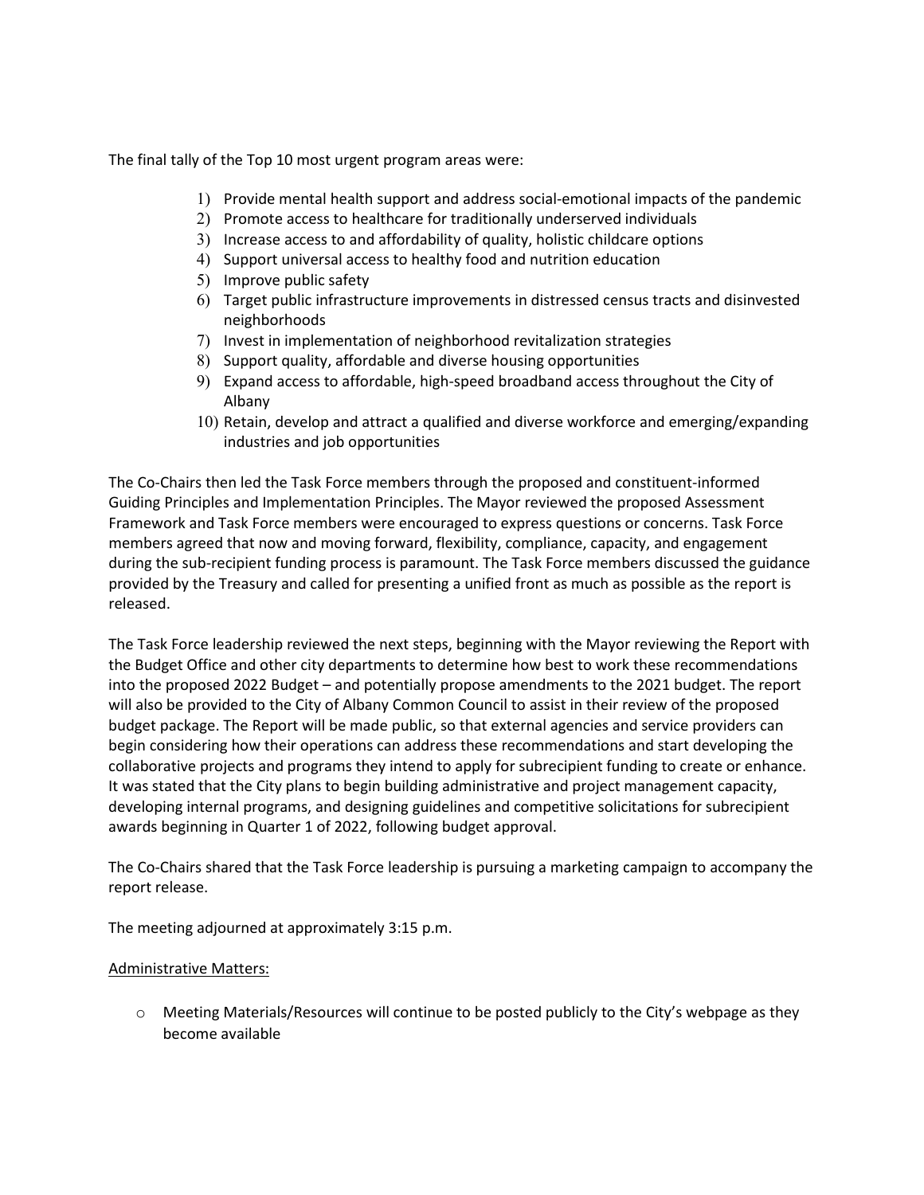The final tally of the Top 10 most urgent program areas were:

1) Provide mental health support and address social-emotional impacts of the pandemic
2) Promote access to healthcare for traditionally underserved individuals
3) Increase access to and affordability of quality, holistic childcare options
4) Support universal access to healthy food and nutrition education
5) Improve public safety
6) Target public infrastructure improvements in distressed census tracts and disinvested neighborhoods
7) Invest in implementation of neighborhood revitalization strategies
8) Support quality, affordable and diverse housing opportunities
9) Expand access to affordable, high-speed broadband access throughout the City of Albany
10) Retain, develop and attract a qualified and diverse workforce and emerging/expanding industries and job opportunities

The Co-Chairs then led the Task Force members through the proposed and constituent-informed Guiding Principles and Implementation Principles. The Mayor reviewed the proposed Assessment Framework and Task Force members were encouraged to express questions or concerns. Task Force members agreed that now and moving forward, flexibility, compliance, capacity, and engagement during the sub-recipient funding process is paramount. The Task Force members discussed the guidance provided by the Treasury and called for presenting a unified front as much as possible as the report is released.

The Task Force leadership reviewed the next steps, beginning with the Mayor reviewing the Report with the Budget Office and other city departments to determine how best to work these recommendations into the proposed 2022 Budget – and potentially propose amendments to the 2021 budget. The report will also be provided to the City of Albany Common Council to assist in their review of the proposed budget package. The Report will be made public, so that external agencies and service providers can begin considering how their operations can address these recommendations and start developing the collaborative projects and programs they intend to apply for subrecipient funding to create or enhance. It was stated that the City plans to begin building administrative and project management capacity, developing internal programs, and designing guidelines and competitive solicitations for subrecipient awards beginning in Quarter 1 of 2022, following budget approval.

The Co-Chairs shared that the Task Force leadership is pursuing a marketing campaign to accompany the report release.

The meeting adjourned at approximately 3:15 p.m.

Administrative Matters:

- Meeting Materials/Resources will continue to be posted publicly to the City's webpage as they become available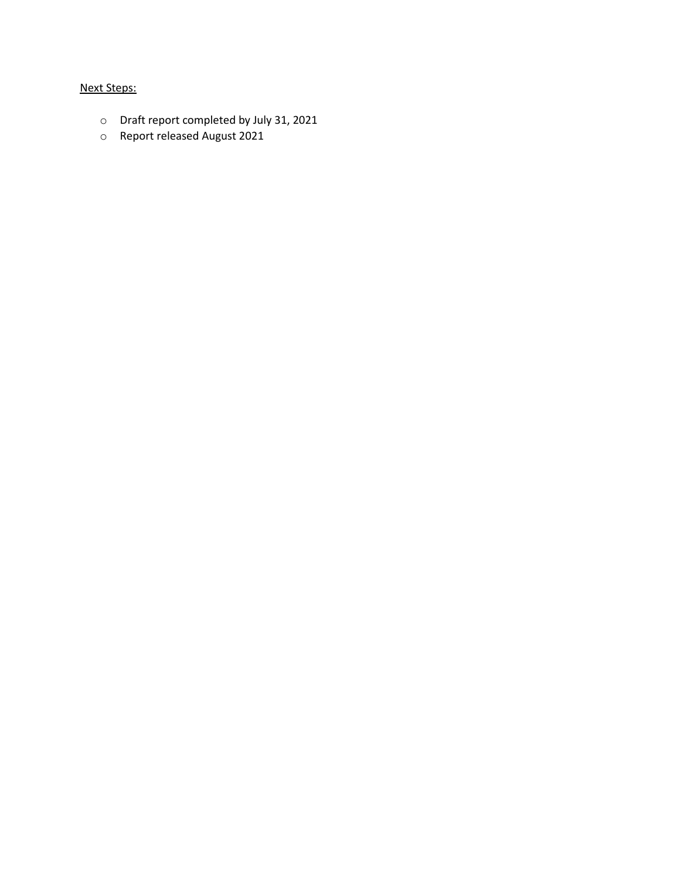<u>Next Steps:</u>

- Draft report completed by July 31, 2021
- Report released August 2021